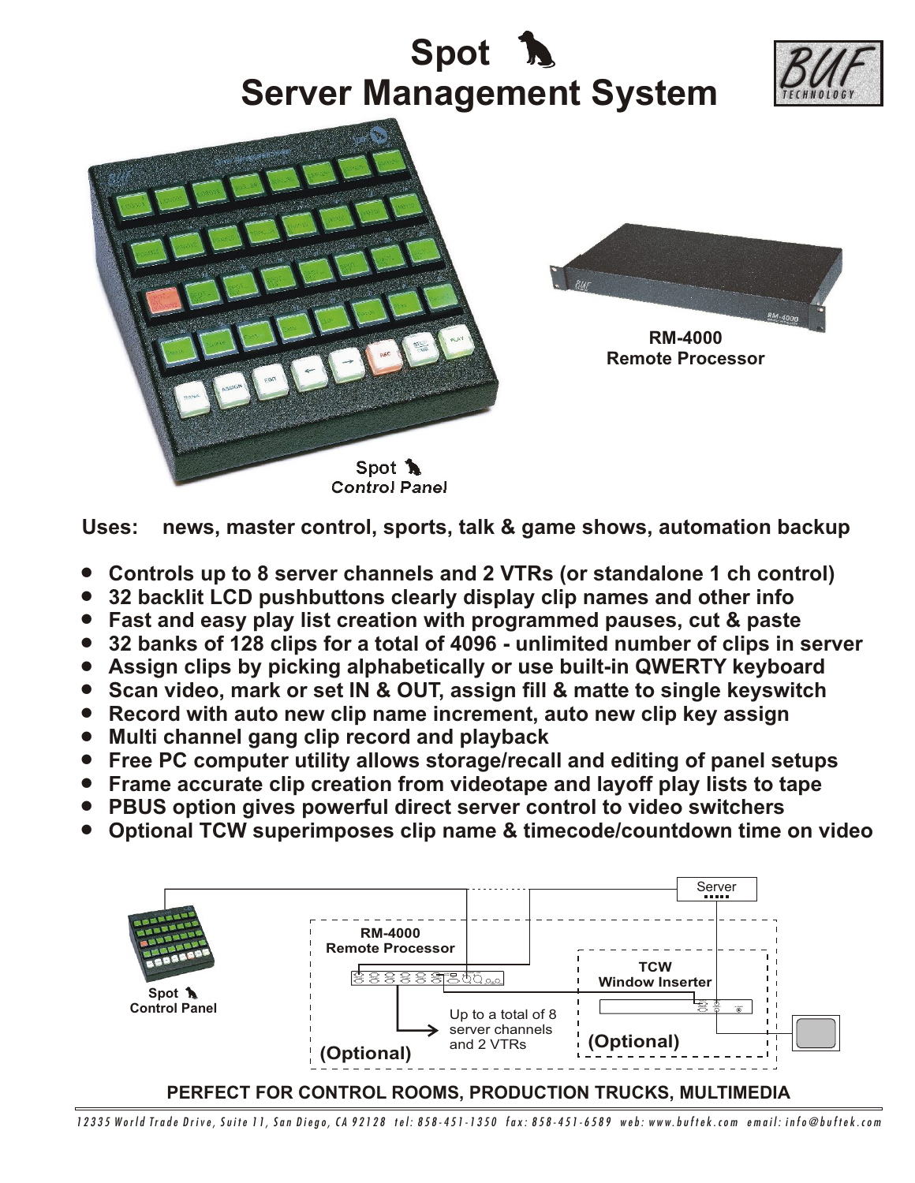# Spot
# Server Management System

BUF TECHNOLOGY

RM-4000
Remote Processor

Spot
Control Panel

**Uses:** news, master control, sports, talk & game shows, automation backup

- Controls up to 8 server channels and 2 VTRs (or standalone 1 ch control)
- 32 backlit LCD pushbuttons clearly display clip names and other info
- Fast and easy play list creation with programmed pauses, cut & paste
- 32 banks of 128 clips for a total of 4096 - unlimited number of clips in server
- Assign clips by picking alphabetically or use built-in QWERTY keyboard
- Scan video, mark or set IN & OUT, assign fill & matte to single keyswitch
- Record with auto new clip name increment, auto new clip key assign
- Multi channel gang clip record and playback
- Free PC computer utility allows storage/recall and editing of panel setups
- Frame accurate clip creation from videotape and layoff play lists to tape
- PBUS option gives powerful direct server control to video switchers
- Optional TCW superimposes clip name & timecode/countdown time on video

Server

RM-4000
Remote Processor

TCW
Window Inserter

Spot
Control Panel

Up to a total of 8 server channels and 2 VTRs

(Optional)

(Optional)

**PERFECT FOR CONTROL ROOMS, PRODUCTION TRUCKS, MULTIMEDIA**

12335 World Trade Drive, Suite 11, San Diego, CA 92128 tel: 858-451-1350 fax: 858-451-6589 web: www.buftek.com email: info@buftek.com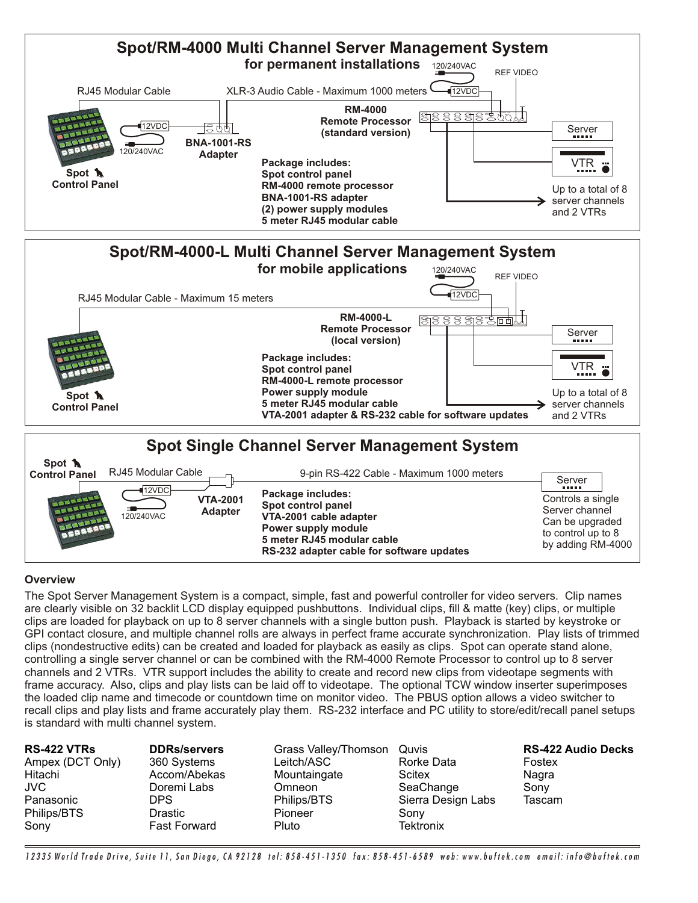## Spot/RM-4000 Multi Channel Server Management System

### for permanent installations

RJ45 Modular Cable

XLR-3 Audio Cable - Maximum 1000 meters

120/240VAC

REF VIDEO

12VDC

12VDC

120/240VAC

**BNA-1001-RS Adapter**

**RM-4000 Remote Processor (standard version)**

Server

VTR

**Spot Control Panel**

**Package includes:**
**Spot control panel**
**RM-4000 remote processor**
**BNA-1001-RS adapter**
**(2) power supply modules**
**5 meter RJ45 modular cable**

Up to a total of 8 server channels and 2 VTRs

## Spot/RM-4000-L Multi Channel Server Management System

### for mobile applications

120/240VAC

REF VIDEO

RJ45 Modular Cable - Maximum 15 meters

12VDC

**RM-4000-L Remote Processor (local version)**

Server

VTR

**Package includes:**
**Spot control panel**
**RM-4000-L remote processor**
**Power supply module**
**5 meter RJ45 modular cable**
**VTA-2001 adapter & RS-232 cable for software updates**

**Spot Control Panel**

Up to a total of 8 server channels and 2 VTRs

## Spot Single Channel Server Management System

**Spot Control Panel**

RJ45 Modular Cable

9-pin RS-422 Cable - Maximum 1000 meters

Server

12VDC

120/240VAC

**VTA-2001 Adapter**

**Package includes:**
**Spot control panel**
**VTA-2001 cable adapter**
**Power supply module**
**5 meter RJ45 modular cable**
**RS-232 adapter cable for software updates**

Controls a single Server channel
Can be upgraded to control up to 8 by adding RM-4000

### Overview

The Spot Server Management System is a compact, simple, fast and powerful controller for video servers. Clip names are clearly visible on 32 backlit LCD display equipped pushbuttons. Individual clips, fill & matte (key) clips, or multiple clips are loaded for playback on up to 8 server channels with a single button push. Playback is started by keystroke or GPI contact closure, and multiple channel rolls are always in perfect frame accurate synchronization. Play lists of trimmed clips (nondestructive edits) can be created and loaded for playback as easily as clips. Spot can operate stand alone, controlling a single server channel or can be combined with the RM-4000 Remote Processor to control up to 8 server channels and 2 VTRs. VTR support includes the ability to create and record new clips from videotape segments with frame accuracy. Also, clips and play lists can be laid off to videotape. The optional TCW window inserter superimposes the loaded clip name and timecode or countdown time on monitor video. The PBUS option allows a video switcher to recall clips and play lists and frame accurately play them. RS-232 interface and PC utility to store/edit/recall panel setups is standard with multi channel system.

**RS-422 VTRs**
- Ampex (DCT Only)
- Hitachi
- JVC
- Panasonic
- Philips/BTS
- Sony

**DDRs/servers**
- 360 Systems
- Accom/Abekas
- Doremi Labs
- DPS
- Drastic
- Fast Forward
- Grass Valley/Thomson
- Leitch/ASC
- Mountaingate
- Omneon
- Philips/BTS
- Pioneer
- Pluto
- Quvis
- Rorke Data
- Scitex
- SeaChange
- Sierra Design Labs
- Sony
- Tektronix

**RS-422 Audio Decks**
- Fostex
- Nagra
- Sony
- Tascam

12335 World Trade Drive, Suite 11, San Diego, CA 92128 tel: 858-451-1350 fax: 858-451-6589 web: www.buftek.com email: info@buftek.com